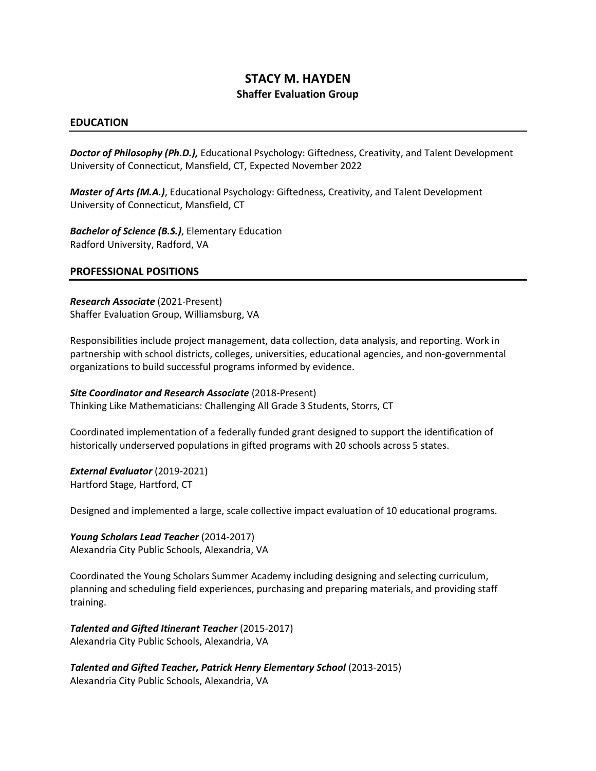# STACY M. HAYDEN

**Shaffer Evaluation Group**

## EDUCATION

***Doctor of Philosophy (Ph.D.),*** Educational Psychology: Giftedness, Creativity, and Talent Development
University of Connecticut, Mansfield, CT, Expected November 2022

***Master of Arts (M.A.)***, Educational Psychology: Giftedness, Creativity, and Talent Development
University of Connecticut, Mansfield, CT

***Bachelor of Science (B.S.)***, Elementary Education
Radford University, Radford, VA

## PROFESSIONAL POSITIONS

***Research Associate*** (2021-Present)
Shaffer Evaluation Group, Williamsburg, VA

Responsibilities include project management, data collection, data analysis, and reporting. Work in partnership with school districts, colleges, universities, educational agencies, and non-governmental organizations to build successful programs informed by evidence.

***Site Coordinator and Research Associate*** (2018-Present)
Thinking Like Mathematicians: Challenging All Grade 3 Students, Storrs, CT

Coordinated implementation of a federally funded grant designed to support the identification of historically underserved populations in gifted programs with 20 schools across 5 states.

***External Evaluator*** (2019-2021)
Hartford Stage, Hartford, CT

Designed and implemented a large, scale collective impact evaluation of 10 educational programs.

***Young Scholars Lead Teacher*** (2014-2017)
Alexandria City Public Schools, Alexandria, VA

Coordinated the Young Scholars Summer Academy including designing and selecting curriculum, planning and scheduling field experiences, purchasing and preparing materials, and providing staff training.

***Talented and Gifted Itinerant Teacher*** (2015-2017)
Alexandria City Public Schools, Alexandria, VA

***Talented and Gifted Teacher, Patrick Henry Elementary School*** (2013-2015)
Alexandria City Public Schools, Alexandria, VA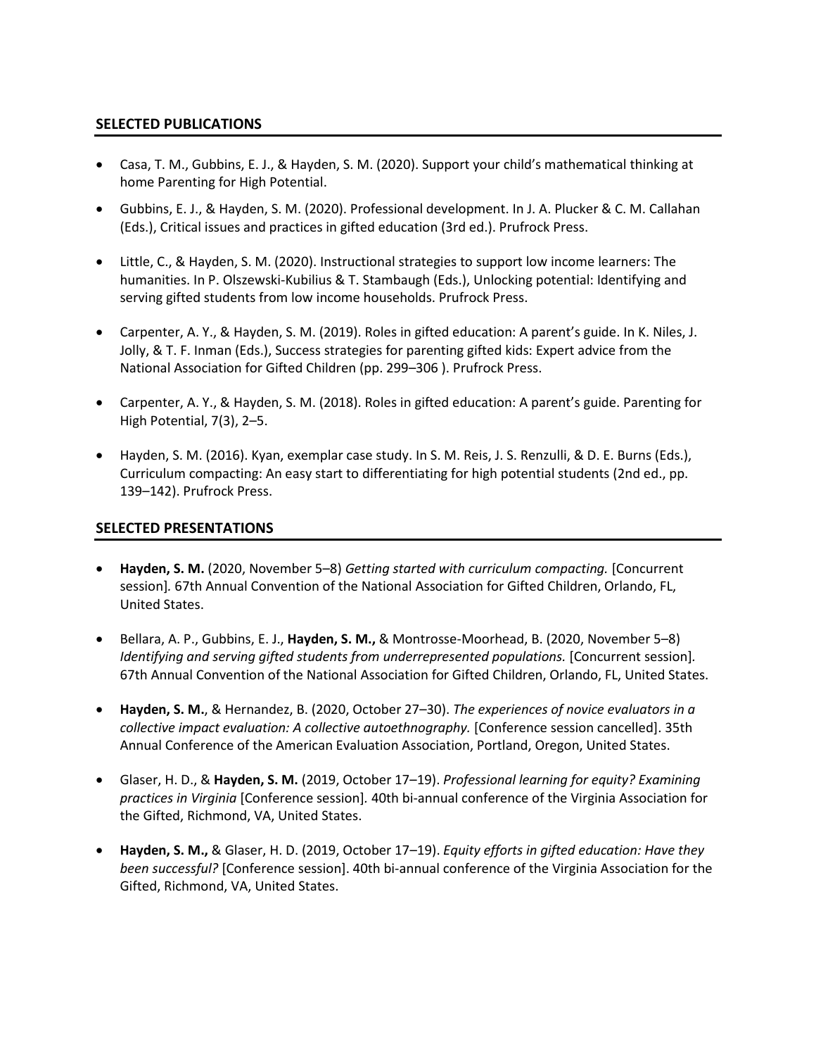## SELECTED PUBLICATIONS

- Casa, T. M., Gubbins, E. J., & Hayden, S. M. (2020). Support your child's mathematical thinking at home Parenting for High Potential.
- Gubbins, E. J., & Hayden, S. M. (2020). Professional development. In J. A. Plucker & C. M. Callahan (Eds.), Critical issues and practices in gifted education (3rd ed.). Prufrock Press.
- Little, C., & Hayden, S. M. (2020). Instructional strategies to support low income learners: The humanities. In P. Olszewski-Kubilius & T. Stambaugh (Eds.), Unlocking potential: Identifying and serving gifted students from low income households. Prufrock Press.
- Carpenter, A. Y., & Hayden, S. M. (2019). Roles in gifted education: A parent's guide. In K. Niles, J. Jolly, & T. F. Inman (Eds.), Success strategies for parenting gifted kids: Expert advice from the National Association for Gifted Children (pp. 299–306 ). Prufrock Press.
- Carpenter, A. Y., & Hayden, S. M. (2018). Roles in gifted education: A parent's guide. Parenting for High Potential, 7(3), 2–5.
- Hayden, S. M. (2016). Kyan, exemplar case study. In S. M. Reis, J. S. Renzulli, & D. E. Burns (Eds.), Curriculum compacting: An easy start to differentiating for high potential students (2nd ed., pp. 139–142). Prufrock Press.

## SELECTED PRESENTATIONS

- **Hayden, S. M.** (2020, November 5–8) *Getting started with curriculum compacting.* [Concurrent session]. 67th Annual Convention of the National Association for Gifted Children, Orlando, FL, United States.
- Bellara, A. P., Gubbins, E. J., **Hayden, S. M.,** & Montrosse-Moorhead, B. (2020, November 5–8) *Identifying and serving gifted students from underrepresented populations.* [Concurrent session]. 67th Annual Convention of the National Association for Gifted Children, Orlando, FL, United States.
- **Hayden, S. M.**, & Hernandez, B. (2020, October 27–30). *The experiences of novice evaluators in a collective impact evaluation: A collective autoethnography.* [Conference session cancelled]. 35th Annual Conference of the American Evaluation Association, Portland, Oregon, United States.
- Glaser, H. D., & **Hayden, S. M.** (2019, October 17–19). *Professional learning for equity? Examining practices in Virginia* [Conference session]. 40th bi-annual conference of the Virginia Association for the Gifted, Richmond, VA, United States.
- **Hayden, S. M.,** & Glaser, H. D. (2019, October 17–19). *Equity efforts in gifted education: Have they been successful?* [Conference session]. 40th bi-annual conference of the Virginia Association for the Gifted, Richmond, VA, United States.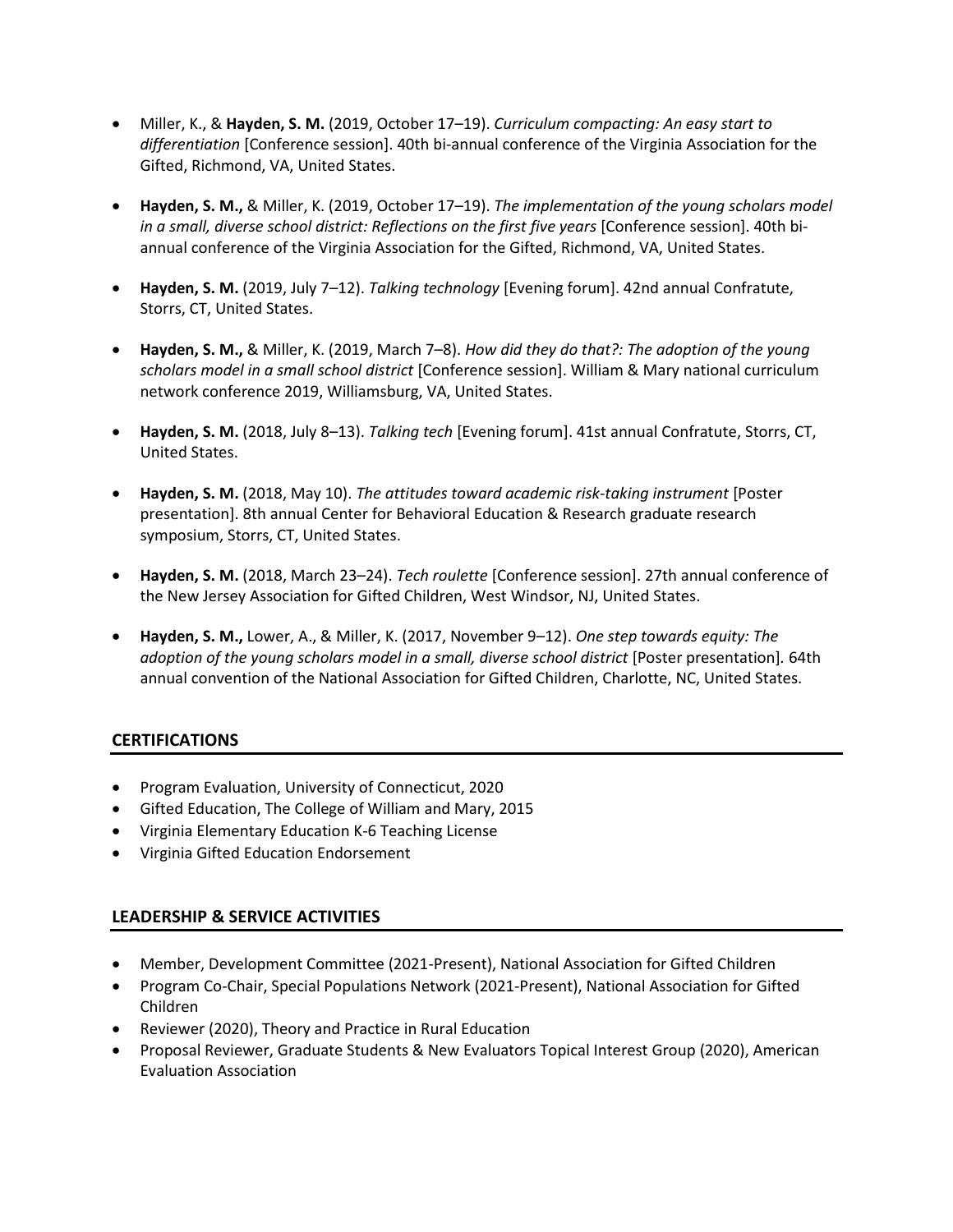- Miller, K., & **Hayden, S. M.** (2019, October 17–19). *Curriculum compacting: An easy start to differentiation* [Conference session]. 40th bi-annual conference of the Virginia Association for the Gifted, Richmond, VA, United States.

- **Hayden, S. M.,** & Miller, K. (2019, October 17–19). *The implementation of the young scholars model in a small, diverse school district: Reflections on the first five years* [Conference session]. 40th bi-annual conference of the Virginia Association for the Gifted, Richmond, VA, United States.

- **Hayden, S. M.** (2019, July 7–12). *Talking technology* [Evening forum]. 42nd annual Confratute, Storrs, CT, United States.

- **Hayden, S. M.,** & Miller, K. (2019, March 7–8). *How did they do that?: The adoption of the young scholars model in a small school district* [Conference session]. William & Mary national curriculum network conference 2019, Williamsburg, VA, United States.

- **Hayden, S. M.** (2018, July 8–13). *Talking tech* [Evening forum]. 41st annual Confratute, Storrs, CT, United States.

- **Hayden, S. M.** (2018, May 10). *The attitudes toward academic risk-taking instrument* [Poster presentation]. 8th annual Center for Behavioral Education & Research graduate research symposium, Storrs, CT, United States.

- **Hayden, S. M.** (2018, March 23–24). *Tech roulette* [Conference session]. 27th annual conference of the New Jersey Association for Gifted Children, West Windsor, NJ, United States.

- **Hayden, S. M.,** Lower, A., & Miller, K. (2017, November 9–12). *One step towards equity: The adoption of the young scholars model in a small, diverse school district* [Poster presentation]. 64th annual convention of the National Association for Gifted Children, Charlotte, NC, United States.

## CERTIFICATIONS

- Program Evaluation, University of Connecticut, 2020
- Gifted Education, The College of William and Mary, 2015
- Virginia Elementary Education K-6 Teaching License
- Virginia Gifted Education Endorsement

## LEADERSHIP & SERVICE ACTIVITIES

- Member, Development Committee (2021-Present), National Association for Gifted Children
- Program Co-Chair, Special Populations Network (2021-Present), National Association for Gifted Children
- Reviewer (2020), Theory and Practice in Rural Education
- Proposal Reviewer, Graduate Students & New Evaluators Topical Interest Group (2020), American Evaluation Association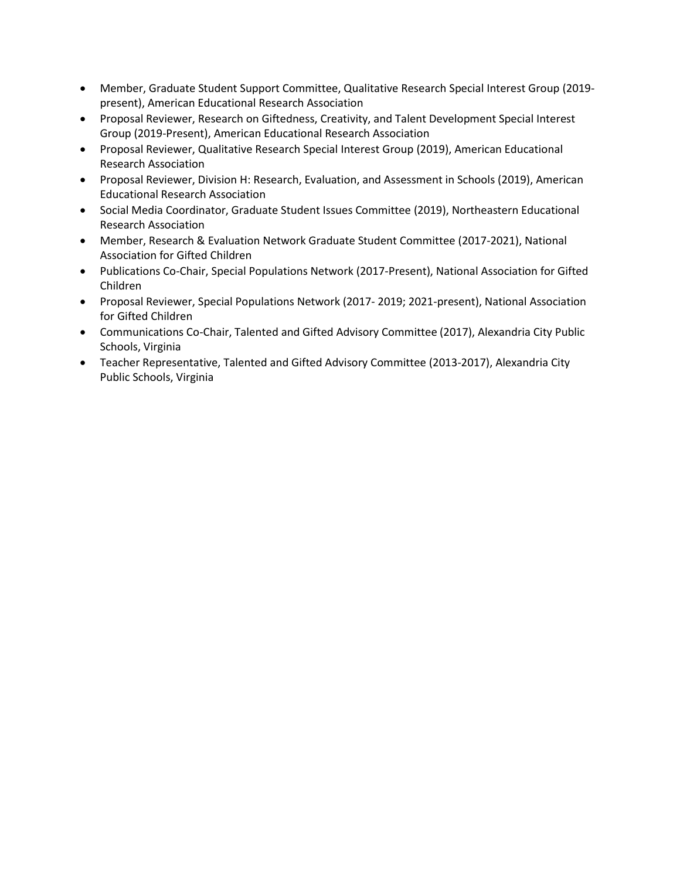- Member, Graduate Student Support Committee, Qualitative Research Special Interest Group (2019-present), American Educational Research Association
- Proposal Reviewer, Research on Giftedness, Creativity, and Talent Development Special Interest Group (2019-Present), American Educational Research Association
- Proposal Reviewer, Qualitative Research Special Interest Group (2019), American Educational Research Association
- Proposal Reviewer, Division H: Research, Evaluation, and Assessment in Schools (2019), American Educational Research Association
- Social Media Coordinator, Graduate Student Issues Committee (2019), Northeastern Educational Research Association
- Member, Research & Evaluation Network Graduate Student Committee (2017-2021), National Association for Gifted Children
- Publications Co-Chair, Special Populations Network (2017-Present), National Association for Gifted Children
- Proposal Reviewer, Special Populations Network (2017- 2019; 2021-present), National Association for Gifted Children
- Communications Co-Chair, Talented and Gifted Advisory Committee (2017), Alexandria City Public Schools, Virginia
- Teacher Representative, Talented and Gifted Advisory Committee (2013-2017), Alexandria City Public Schools, Virginia